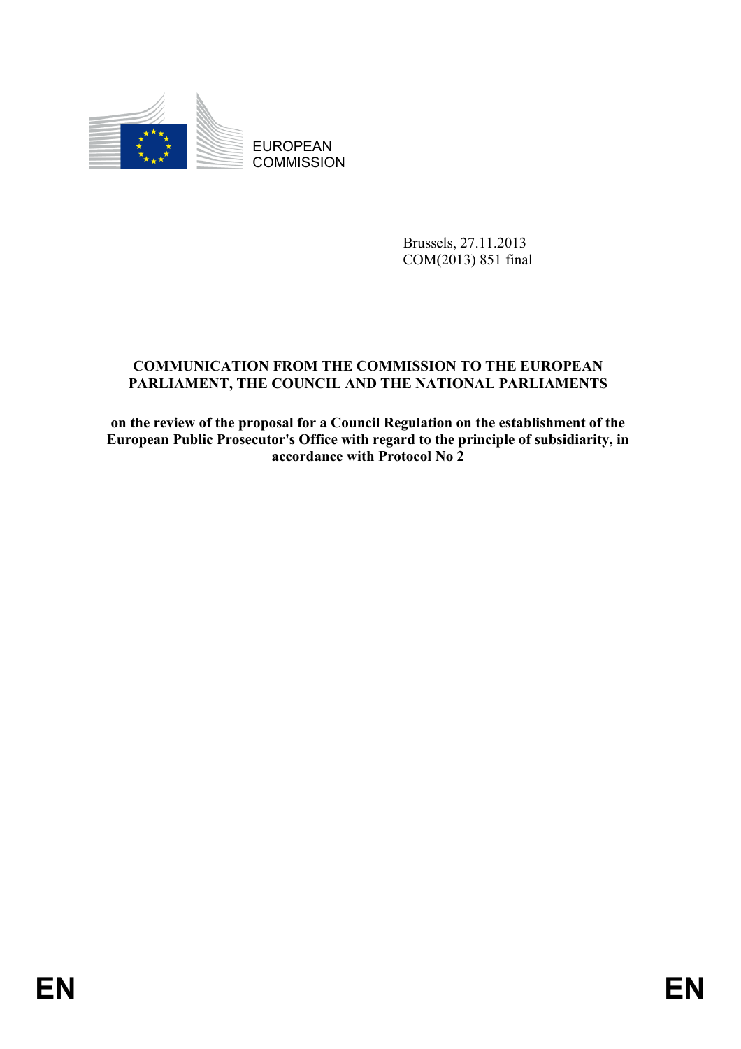EUROPEAN COMMISSION

Brussels, 27.11.2013
COM(2013) 851 final

**COMMUNICATION FROM THE COMMISSION TO THE EUROPEAN PARLIAMENT, THE COUNCIL AND THE NATIONAL PARLIAMENTS**

**on the review of the proposal for a Council Regulation on the establishment of the European Public Prosecutor's Office with regard to the principle of subsidiarity, in accordance with Protocol No 2**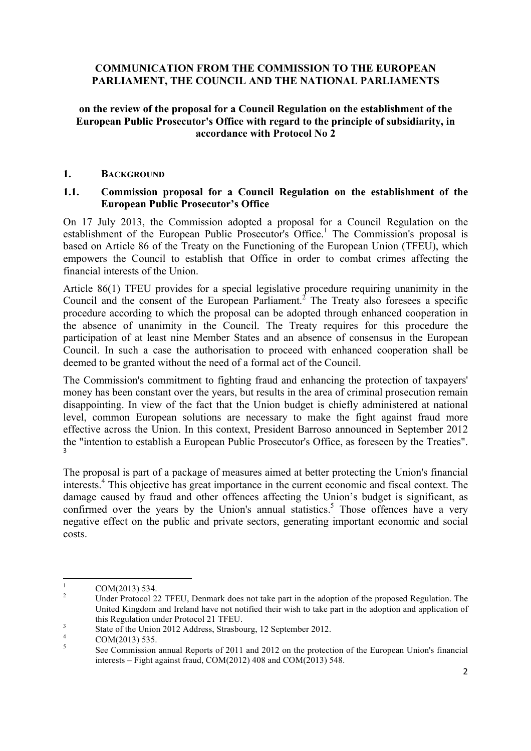**COMMUNICATION FROM THE COMMISSION TO THE EUROPEAN PARLIAMENT, THE COUNCIL AND THE NATIONAL PARLIAMENTS**

**on the review of the proposal for a Council Regulation on the establishment of the European Public Prosecutor's Office with regard to the principle of subsidiarity, in accordance with Protocol No 2**

## 1. BACKGROUND

### 1.1. Commission proposal for a Council Regulation on the establishment of the European Public Prosecutor's Office

On 17 July 2013, the Commission adopted a proposal for a Council Regulation on the establishment of the European Public Prosecutor's Office.[1] The Commission's proposal is based on Article 86 of the Treaty on the Functioning of the European Union (TFEU), which empowers the Council to establish that Office in order to combat crimes affecting the financial interests of the Union.

Article 86(1) TFEU provides for a special legislative procedure requiring unanimity in the Council and the consent of the European Parliament.[2] The Treaty also foresees a specific procedure according to which the proposal can be adopted through enhanced cooperation in the absence of unanimity in the Council. The Treaty requires for this procedure the participation of at least nine Member States and an absence of consensus in the European Council. In such a case the authorisation to proceed with enhanced cooperation shall be deemed to be granted without the need of a formal act of the Council.

The Commission's commitment to fighting fraud and enhancing the protection of taxpayers' money has been constant over the years, but results in the area of criminal prosecution remain disappointing. In view of the fact that the Union budget is chiefly administered at national level, common European solutions are necessary to make the fight against fraud more effective across the Union. In this context, President Barroso announced in September 2012 the "intention to establish a European Public Prosecutor's Office, as foreseen by the Treaties".[3]

The proposal is part of a package of measures aimed at better protecting the Union's financial interests.[4] This objective has great importance in the current economic and fiscal context. The damage caused by fraud and other offences affecting the Union's budget is significant, as confirmed over the years by the Union's annual statistics.[5] Those offences have a very negative effect on the public and private sectors, generating important economic and social costs.

---

[1] COM(2013) 534.

[2] Under Protocol 22 TFEU, Denmark does not take part in the adoption of the proposed Regulation. The United Kingdom and Ireland have not notified their wish to take part in the adoption and application of this Regulation under Protocol 21 TFEU.

[3] State of the Union 2012 Address, Strasbourg, 12 September 2012.

[4] COM(2013) 535.

[5] See Commission annual Reports of 2011 and 2012 on the protection of the European Union's financial interests – Fight against fraud, COM(2012) 408 and COM(2013) 548.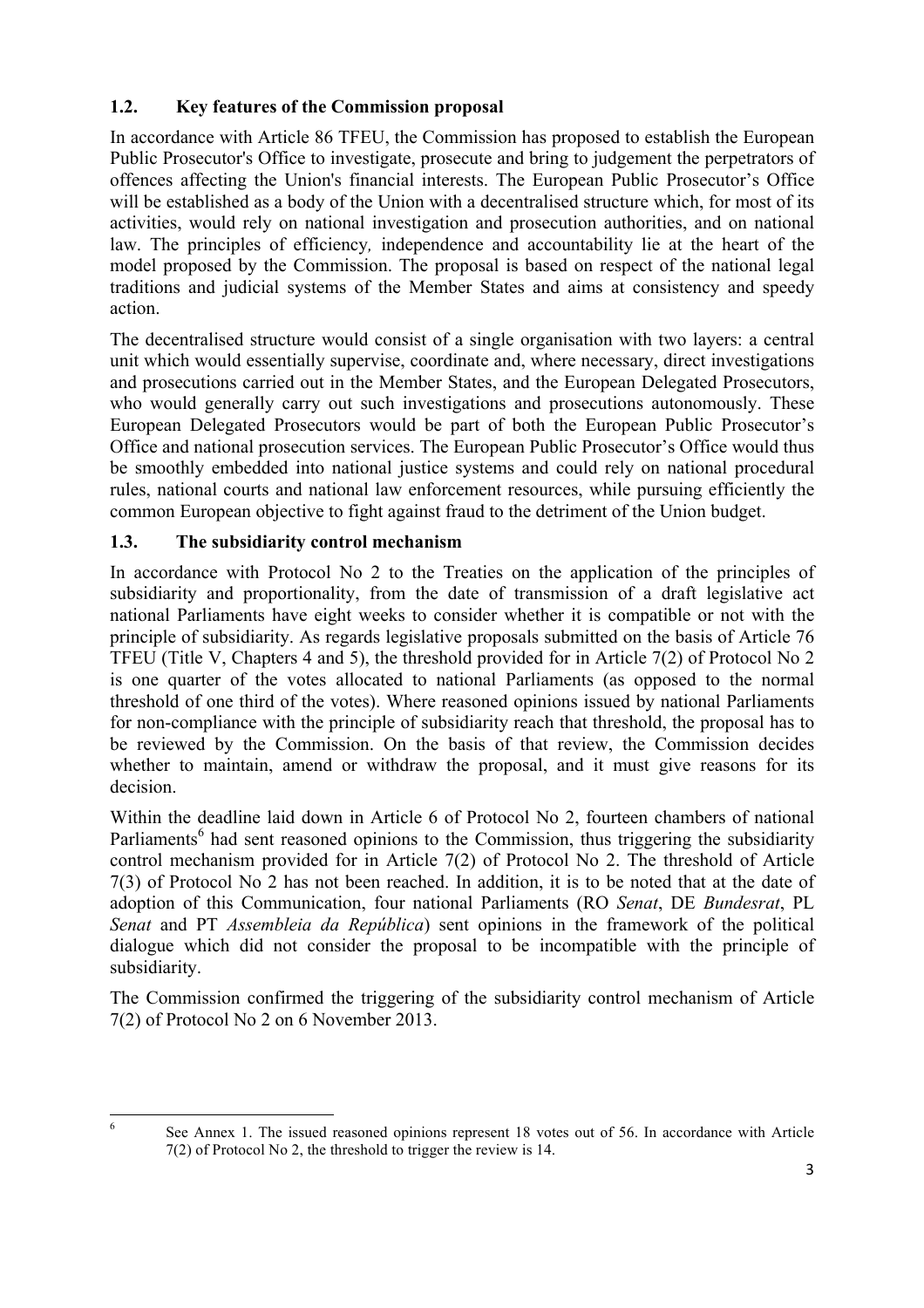## 1.2. Key features of the Commission proposal

In accordance with Article 86 TFEU, the Commission has proposed to establish the European Public Prosecutor's Office to investigate, prosecute and bring to judgement the perpetrators of offences affecting the Union's financial interests. The European Public Prosecutor's Office will be established as a body of the Union with a decentralised structure which, for most of its activities, would rely on national investigation and prosecution authorities, and on national law. The principles of efficiency*,* independence and accountability lie at the heart of the model proposed by the Commission. The proposal is based on respect of the national legal traditions and judicial systems of the Member States and aims at consistency and speedy action.

The decentralised structure would consist of a single organisation with two layers: a central unit which would essentially supervise, coordinate and, where necessary, direct investigations and prosecutions carried out in the Member States, and the European Delegated Prosecutors, who would generally carry out such investigations and prosecutions autonomously. These European Delegated Prosecutors would be part of both the European Public Prosecutor's Office and national prosecution services. The European Public Prosecutor's Office would thus be smoothly embedded into national justice systems and could rely on national procedural rules, national courts and national law enforcement resources, while pursuing efficiently the common European objective to fight against fraud to the detriment of the Union budget.

## 1.3. The subsidiarity control mechanism

In accordance with Protocol No 2 to the Treaties on the application of the principles of subsidiarity and proportionality, from the date of transmission of a draft legislative act national Parliaments have eight weeks to consider whether it is compatible or not with the principle of subsidiarity. As regards legislative proposals submitted on the basis of Article 76 TFEU (Title V, Chapters 4 and 5), the threshold provided for in Article 7(2) of Protocol No 2 is one quarter of the votes allocated to national Parliaments (as opposed to the normal threshold of one third of the votes). Where reasoned opinions issued by national Parliaments for non-compliance with the principle of subsidiarity reach that threshold, the proposal has to be reviewed by the Commission. On the basis of that review, the Commission decides whether to maintain, amend or withdraw the proposal, and it must give reasons for its decision.

Within the deadline laid down in Article 6 of Protocol No 2, fourteen chambers of national Parliaments[6] had sent reasoned opinions to the Commission, thus triggering the subsidiarity control mechanism provided for in Article 7(2) of Protocol No 2. The threshold of Article 7(3) of Protocol No 2 has not been reached. In addition, it is to be noted that at the date of adoption of this Communication, four national Parliaments (RO *Senat*, DE *Bundesrat*, PL *Senat* and PT *Assembleia da República*) sent opinions in the framework of the political dialogue which did not consider the proposal to be incompatible with the principle of subsidiarity.

The Commission confirmed the triggering of the subsidiarity control mechanism of Article 7(2) of Protocol No 2 on 6 November 2013.

---

[6] See Annex 1. The issued reasoned opinions represent 18 votes out of 56. In accordance with Article 7(2) of Protocol No 2, the threshold to trigger the review is 14.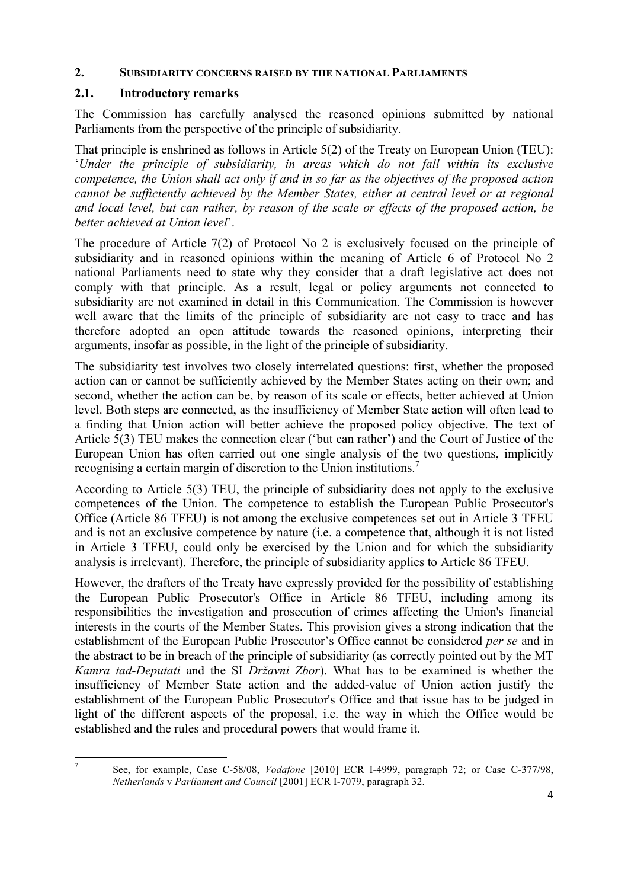## 2. SUBSIDIARITY CONCERNS RAISED BY THE NATIONAL PARLIAMENTS

### 2.1. Introductory remarks

The Commission has carefully analysed the reasoned opinions submitted by national Parliaments from the perspective of the principle of subsidiarity.

That principle is enshrined as follows in Article 5(2) of the Treaty on European Union (TEU): '*Under the principle of subsidiarity, in areas which do not fall within its exclusive competence, the Union shall act only if and in so far as the objectives of the proposed action cannot be sufficiently achieved by the Member States, either at central level or at regional and local level, but can rather, by reason of the scale or effects of the proposed action, be better achieved at Union level*'.

The procedure of Article 7(2) of Protocol No 2 is exclusively focused on the principle of subsidiarity and in reasoned opinions within the meaning of Article 6 of Protocol No 2 national Parliaments need to state why they consider that a draft legislative act does not comply with that principle. As a result, legal or policy arguments not connected to subsidiarity are not examined in detail in this Communication. The Commission is however well aware that the limits of the principle of subsidiarity are not easy to trace and has therefore adopted an open attitude towards the reasoned opinions, interpreting their arguments, insofar as possible, in the light of the principle of subsidiarity.

The subsidiarity test involves two closely interrelated questions: first, whether the proposed action can or cannot be sufficiently achieved by the Member States acting on their own; and second, whether the action can be, by reason of its scale or effects, better achieved at Union level. Both steps are connected, as the insufficiency of Member State action will often lead to a finding that Union action will better achieve the proposed policy objective. The text of Article 5(3) TEU makes the connection clear ('but can rather') and the Court of Justice of the European Union has often carried out one single analysis of the two questions, implicitly recognising a certain margin of discretion to the Union institutions.[7]

According to Article 5(3) TEU, the principle of subsidiarity does not apply to the exclusive competences of the Union. The competence to establish the European Public Prosecutor's Office (Article 86 TFEU) is not among the exclusive competences set out in Article 3 TFEU and is not an exclusive competence by nature (i.e. a competence that, although it is not listed in Article 3 TFEU, could only be exercised by the Union and for which the subsidiarity analysis is irrelevant). Therefore, the principle of subsidiarity applies to Article 86 TFEU.

However, the drafters of the Treaty have expressly provided for the possibility of establishing the European Public Prosecutor's Office in Article 86 TFEU, including among its responsibilities the investigation and prosecution of crimes affecting the Union's financial interests in the courts of the Member States. This provision gives a strong indication that the establishment of the European Public Prosecutor's Office cannot be considered *per se* and in the abstract to be in breach of the principle of subsidiarity (as correctly pointed out by the MT *Kamra tad-Deputati* and the SI *Državni Zbor*). What has to be examined is whether the insufficiency of Member State action and the added-value of Union action justify the establishment of the European Public Prosecutor's Office and that issue has to be judged in light of the different aspects of the proposal, i.e. the way in which the Office would be established and the rules and procedural powers that would frame it.

---

[7] See, for example, Case C-58/08, *Vodafone* [2010] ECR I-4999, paragraph 72; or Case C-377/98, *Netherlands* v *Parliament and Council* [2001] ECR I-7079, paragraph 32.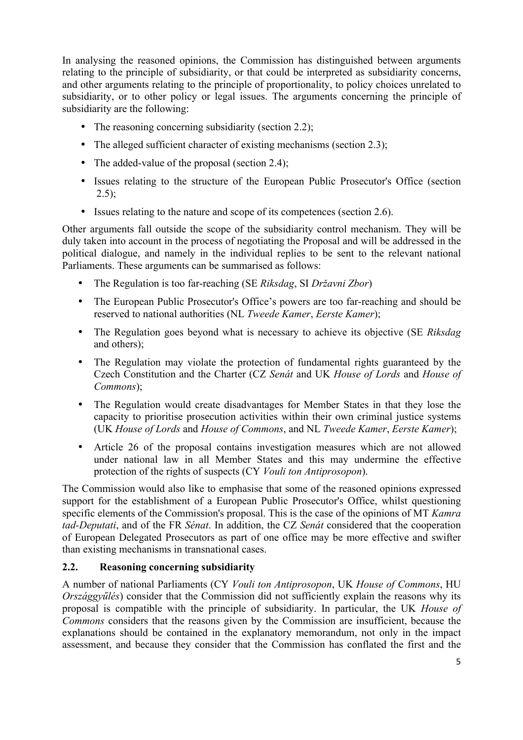In analysing the reasoned opinions, the Commission has distinguished between arguments relating to the principle of subsidiarity, or that could be interpreted as subsidiarity concerns, and other arguments relating to the principle of proportionality, to policy choices unrelated to subsidiarity, or to other policy or legal issues. The arguments concerning the principle of subsidiarity are the following:

- The reasoning concerning subsidiarity (section 2.2);
- The alleged sufficient character of existing mechanisms (section 2.3);
- The added-value of the proposal (section 2.4);
- Issues relating to the structure of the European Public Prosecutor's Office (section 2.5);
- Issues relating to the nature and scope of its competences (section 2.6).

Other arguments fall outside the scope of the subsidiarity control mechanism. They will be duly taken into account in the process of negotiating the Proposal and will be addressed in the political dialogue, and namely in the individual replies to be sent to the relevant national Parliaments. These arguments can be summarised as follows:

- The Regulation is too far-reaching (SE *Riksdag*, SI *Državni Zbor*)
- The European Public Prosecutor's Office's powers are too far-reaching and should be reserved to national authorities (NL *Tweede Kamer*, *Eerste Kamer*);
- The Regulation goes beyond what is necessary to achieve its objective (SE *Riksdag* and others);
- The Regulation may violate the protection of fundamental rights guaranteed by the Czech Constitution and the Charter (CZ *Senát* and UK *House of Lords* and *House of Commons*);
- The Regulation would create disadvantages for Member States in that they lose the capacity to prioritise prosecution activities within their own criminal justice systems (UK *House of Lords* and *House of Commons*, and NL *Tweede Kamer*, *Eerste Kamer*);
- Article 26 of the proposal contains investigation measures which are not allowed under national law in all Member States and this may undermine the effective protection of the rights of suspects (CY *Vouli ton Antiprosopon*).

The Commission would also like to emphasise that some of the reasoned opinions expressed support for the establishment of a European Public Prosecutor's Office, whilst questioning specific elements of the Commission's proposal. This is the case of the opinions of MT *Kamra tad-Deputati*, and of the FR *Sénat*. In addition, the CZ *Senát* considered that the cooperation of European Delegated Prosecutors as part of one office may be more effective and swifter than existing mechanisms in transnational cases.

## 2.2. Reasoning concerning subsidiarity

A number of national Parliaments (CY *Vouli ton Antiprosopon*, UK *House of Commons*, HU *Országgyűlés*) consider that the Commission did not sufficiently explain the reasons why its proposal is compatible with the principle of subsidiarity. In particular, the UK *House of Commons* considers that the reasons given by the Commission are insufficient, because the explanations should be contained in the explanatory memorandum, not only in the impact assessment, and because they consider that the Commission has conflated the first and the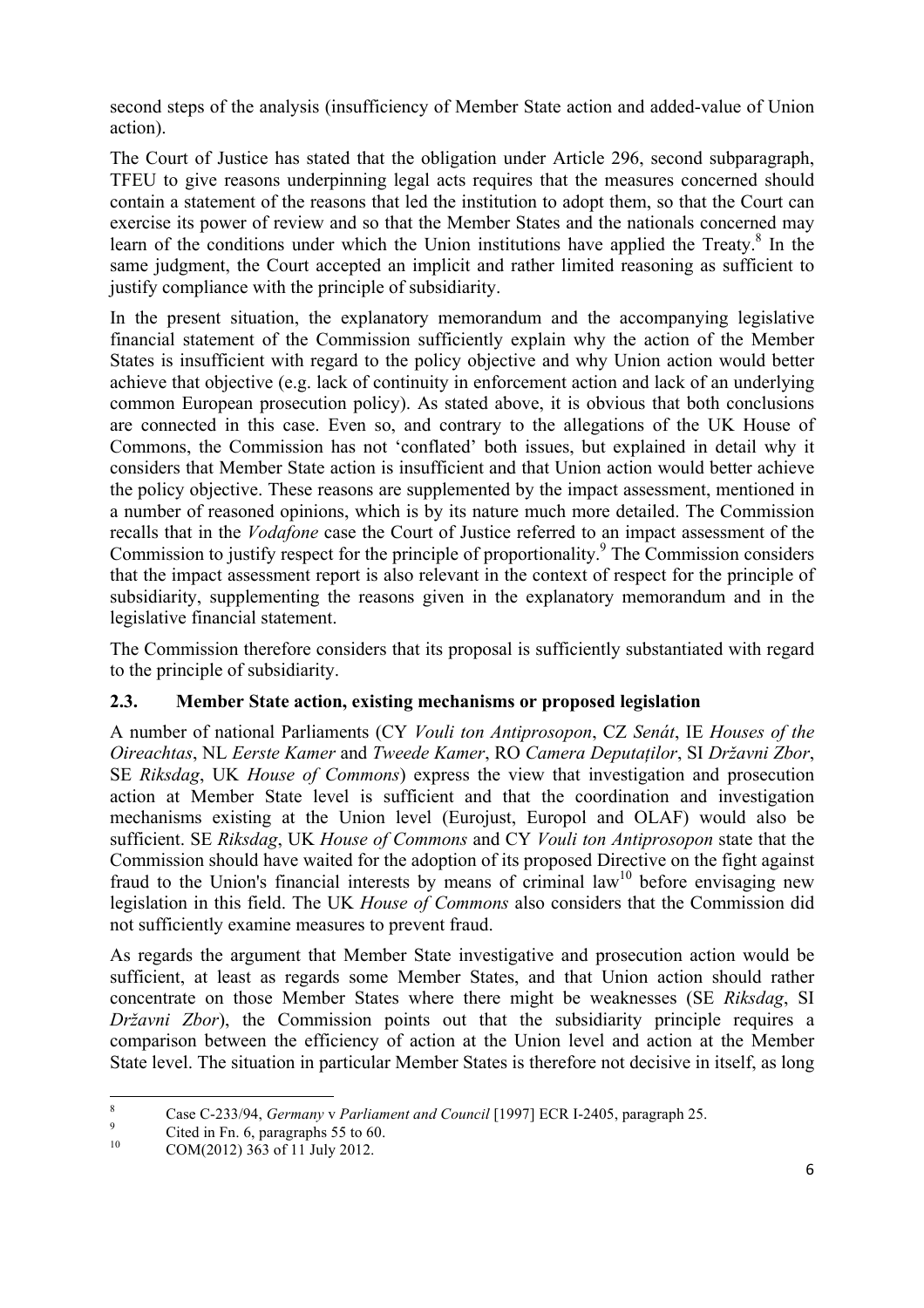second steps of the analysis (insufficiency of Member State action and added-value of Union action).

The Court of Justice has stated that the obligation under Article 296, second subparagraph, TFEU to give reasons underpinning legal acts requires that the measures concerned should contain a statement of the reasons that led the institution to adopt them, so that the Court can exercise its power of review and so that the Member States and the nationals concerned may learn of the conditions under which the Union institutions have applied the Treaty.[8] In the same judgment, the Court accepted an implicit and rather limited reasoning as sufficient to justify compliance with the principle of subsidiarity.

In the present situation, the explanatory memorandum and the accompanying legislative financial statement of the Commission sufficiently explain why the action of the Member States is insufficient with regard to the policy objective and why Union action would better achieve that objective (e.g. lack of continuity in enforcement action and lack of an underlying common European prosecution policy). As stated above, it is obvious that both conclusions are connected in this case. Even so, and contrary to the allegations of the UK House of Commons, the Commission has not 'conflated' both issues, but explained in detail why it considers that Member State action is insufficient and that Union action would better achieve the policy objective. These reasons are supplemented by the impact assessment, mentioned in a number of reasoned opinions, which is by its nature much more detailed. The Commission recalls that in the *Vodafone* case the Court of Justice referred to an impact assessment of the Commission to justify respect for the principle of proportionality.[9] The Commission considers that the impact assessment report is also relevant in the context of respect for the principle of subsidiarity, supplementing the reasons given in the explanatory memorandum and in the legislative financial statement.

The Commission therefore considers that its proposal is sufficiently substantiated with regard to the principle of subsidiarity.

### 2.3. Member State action, existing mechanisms or proposed legislation

A number of national Parliaments (CY *Vouli ton Antiprosopon*, CZ *Senát*, IE *Houses of the Oireachtas*, NL *Eerste Kamer* and *Tweede Kamer*, RO *Camera Deputaților*, SI *Državni Zbor*, SE *Riksdag*, UK *House of Commons*) express the view that investigation and prosecution action at Member State level is sufficient and that the coordination and investigation mechanisms existing at the Union level (Eurojust, Europol and OLAF) would also be sufficient. SE *Riksdag*, UK *House of Commons* and CY *Vouli ton Antiprosopon* state that the Commission should have waited for the adoption of its proposed Directive on the fight against fraud to the Union's financial interests by means of criminal law[10] before envisaging new legislation in this field. The UK *House of Commons* also considers that the Commission did not sufficiently examine measures to prevent fraud.

As regards the argument that Member State investigative and prosecution action would be sufficient, at least as regards some Member States, and that Union action should rather concentrate on those Member States where there might be weaknesses (SE *Riksdag*, SI *Državni Zbor*), the Commission points out that the subsidiarity principle requires a comparison between the efficiency of action at the Union level and action at the Member State level. The situation in particular Member States is therefore not decisive in itself, as long

---

[8] Case C-233/94, *Germany* v *Parliament and Council* [1997] ECR I-2405, paragraph 25.

[9] Cited in Fn. 6, paragraphs 55 to 60.

[10] COM(2012) 363 of 11 July 2012.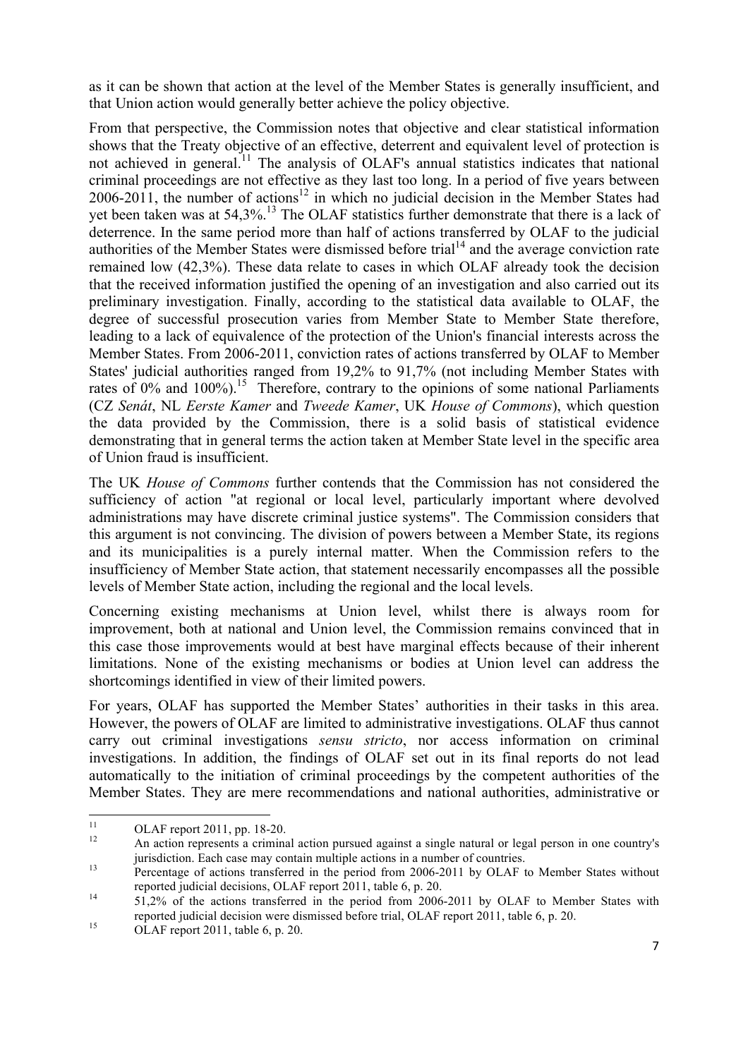as it can be shown that action at the level of the Member States is generally insufficient, and that Union action would generally better achieve the policy objective.

From that perspective, the Commission notes that objective and clear statistical information shows that the Treaty objective of an effective, deterrent and equivalent level of protection is not achieved in general.[11] The analysis of OLAF's annual statistics indicates that national criminal proceedings are not effective as they last too long. In a period of five years between 2006-2011, the number of actions[12] in which no judicial decision in the Member States had yet been taken was at 54,3%.[13] The OLAF statistics further demonstrate that there is a lack of deterrence. In the same period more than half of actions transferred by OLAF to the judicial authorities of the Member States were dismissed before trial[14] and the average conviction rate remained low (42,3%). These data relate to cases in which OLAF already took the decision that the received information justified the opening of an investigation and also carried out its preliminary investigation. Finally, according to the statistical data available to OLAF, the degree of successful prosecution varies from Member State to Member State therefore, leading to a lack of equivalence of the protection of the Union's financial interests across the Member States. From 2006-2011, conviction rates of actions transferred by OLAF to Member States' judicial authorities ranged from 19,2% to 91,7% (not including Member States with rates of 0% and 100%).[15] Therefore, contrary to the opinions of some national Parliaments (CZ *Senát*, NL *Eerste Kamer* and *Tweede Kamer*, UK *House of Commons*), which question the data provided by the Commission, there is a solid basis of statistical evidence demonstrating that in general terms the action taken at Member State level in the specific area of Union fraud is insufficient.

The UK *House of Commons* further contends that the Commission has not considered the sufficiency of action "at regional or local level, particularly important where devolved administrations may have discrete criminal justice systems". The Commission considers that this argument is not convincing. The division of powers between a Member State, its regions and its municipalities is a purely internal matter. When the Commission refers to the insufficiency of Member State action, that statement necessarily encompasses all the possible levels of Member State action, including the regional and the local levels.

Concerning existing mechanisms at Union level, whilst there is always room for improvement, both at national and Union level, the Commission remains convinced that in this case those improvements would at best have marginal effects because of their inherent limitations. None of the existing mechanisms or bodies at Union level can address the shortcomings identified in view of their limited powers.

For years, OLAF has supported the Member States' authorities in their tasks in this area. However, the powers of OLAF are limited to administrative investigations. OLAF thus cannot carry out criminal investigations *sensu stricto*, nor access information on criminal investigations. In addition, the findings of OLAF set out in its final reports do not lead automatically to the initiation of criminal proceedings by the competent authorities of the Member States. They are mere recommendations and national authorities, administrative or

---

[11] OLAF report 2011, pp. 18-20.

[12] An action represents a criminal action pursued against a single natural or legal person in one country's jurisdiction. Each case may contain multiple actions in a number of countries.

[13] Percentage of actions transferred in the period from 2006-2011 by OLAF to Member States without reported judicial decisions, OLAF report 2011, table 6, p. 20.

[14] 51,2% of the actions transferred in the period from 2006-2011 by OLAF to Member States with reported judicial decision were dismissed before trial, OLAF report 2011, table 6, p. 20.

[15] OLAF report 2011, table 6, p. 20.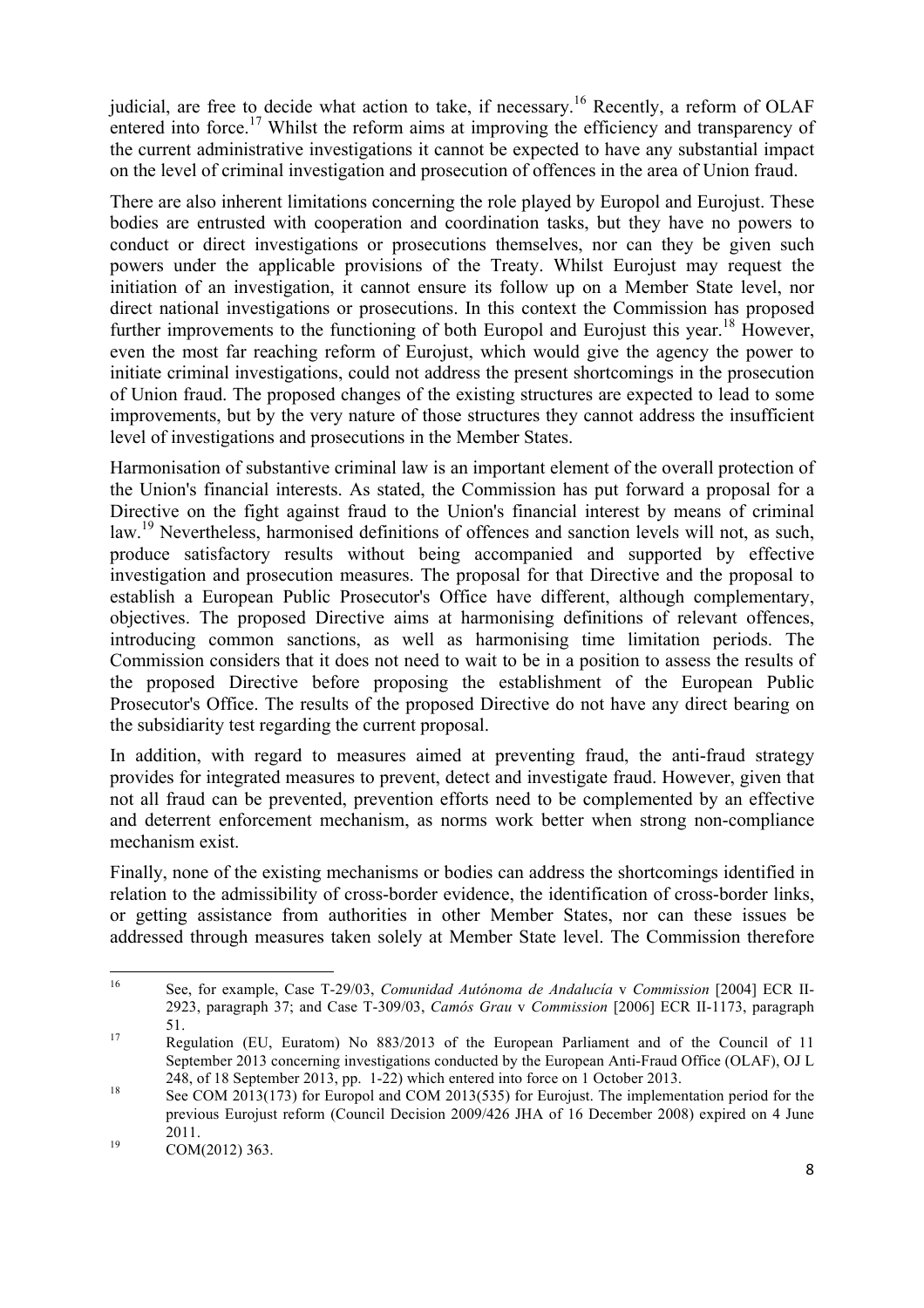judicial, are free to decide what action to take, if necessary.[16] Recently, a reform of OLAF entered into force.[17] Whilst the reform aims at improving the efficiency and transparency of the current administrative investigations it cannot be expected to have any substantial impact on the level of criminal investigation and prosecution of offences in the area of Union fraud.

There are also inherent limitations concerning the role played by Europol and Eurojust. These bodies are entrusted with cooperation and coordination tasks, but they have no powers to conduct or direct investigations or prosecutions themselves, nor can they be given such powers under the applicable provisions of the Treaty. Whilst Eurojust may request the initiation of an investigation, it cannot ensure its follow up on a Member State level, nor direct national investigations or prosecutions. In this context the Commission has proposed further improvements to the functioning of both Europol and Eurojust this year.[18] However, even the most far reaching reform of Eurojust, which would give the agency the power to initiate criminal investigations, could not address the present shortcomings in the prosecution of Union fraud. The proposed changes of the existing structures are expected to lead to some improvements, but by the very nature of those structures they cannot address the insufficient level of investigations and prosecutions in the Member States.

Harmonisation of substantive criminal law is an important element of the overall protection of the Union's financial interests. As stated, the Commission has put forward a proposal for a Directive on the fight against fraud to the Union's financial interest by means of criminal law.[19] Nevertheless, harmonised definitions of offences and sanction levels will not, as such, produce satisfactory results without being accompanied and supported by effective investigation and prosecution measures. The proposal for that Directive and the proposal to establish a European Public Prosecutor's Office have different, although complementary, objectives. The proposed Directive aims at harmonising definitions of relevant offences, introducing common sanctions, as well as harmonising time limitation periods. The Commission considers that it does not need to wait to be in a position to assess the results of the proposed Directive before proposing the establishment of the European Public Prosecutor's Office. The results of the proposed Directive do not have any direct bearing on the subsidiarity test regarding the current proposal.

In addition, with regard to measures aimed at preventing fraud, the anti-fraud strategy provides for integrated measures to prevent, detect and investigate fraud. However, given that not all fraud can be prevented, prevention efforts need to be complemented by an effective and deterrent enforcement mechanism, as norms work better when strong non-compliance mechanism exist.

Finally, none of the existing mechanisms or bodies can address the shortcomings identified in relation to the admissibility of cross-border evidence, the identification of cross-border links, or getting assistance from authorities in other Member States, nor can these issues be addressed through measures taken solely at Member State level. The Commission therefore

---

[16] See, for example, Case T-29/03, *Comunidad Autónoma de Andalucía* v *Commission* [2004] ECR II-2923, paragraph 37; and Case T-309/03, *Camós Grau* v *Commission* [2006] ECR II-1173, paragraph 51.

[17] Regulation (EU, Euratom) No 883/2013 of the European Parliament and of the Council of 11 September 2013 concerning investigations conducted by the European Anti-Fraud Office (OLAF), OJ L 248, of 18 September 2013, pp. 1-22) which entered into force on 1 October 2013.

[18] See COM 2013(173) for Europol and COM 2013(535) for Eurojust. The implementation period for the previous Eurojust reform (Council Decision 2009/426 JHA of 16 December 2008) expired on 4 June 2011.

[19] COM(2012) 363.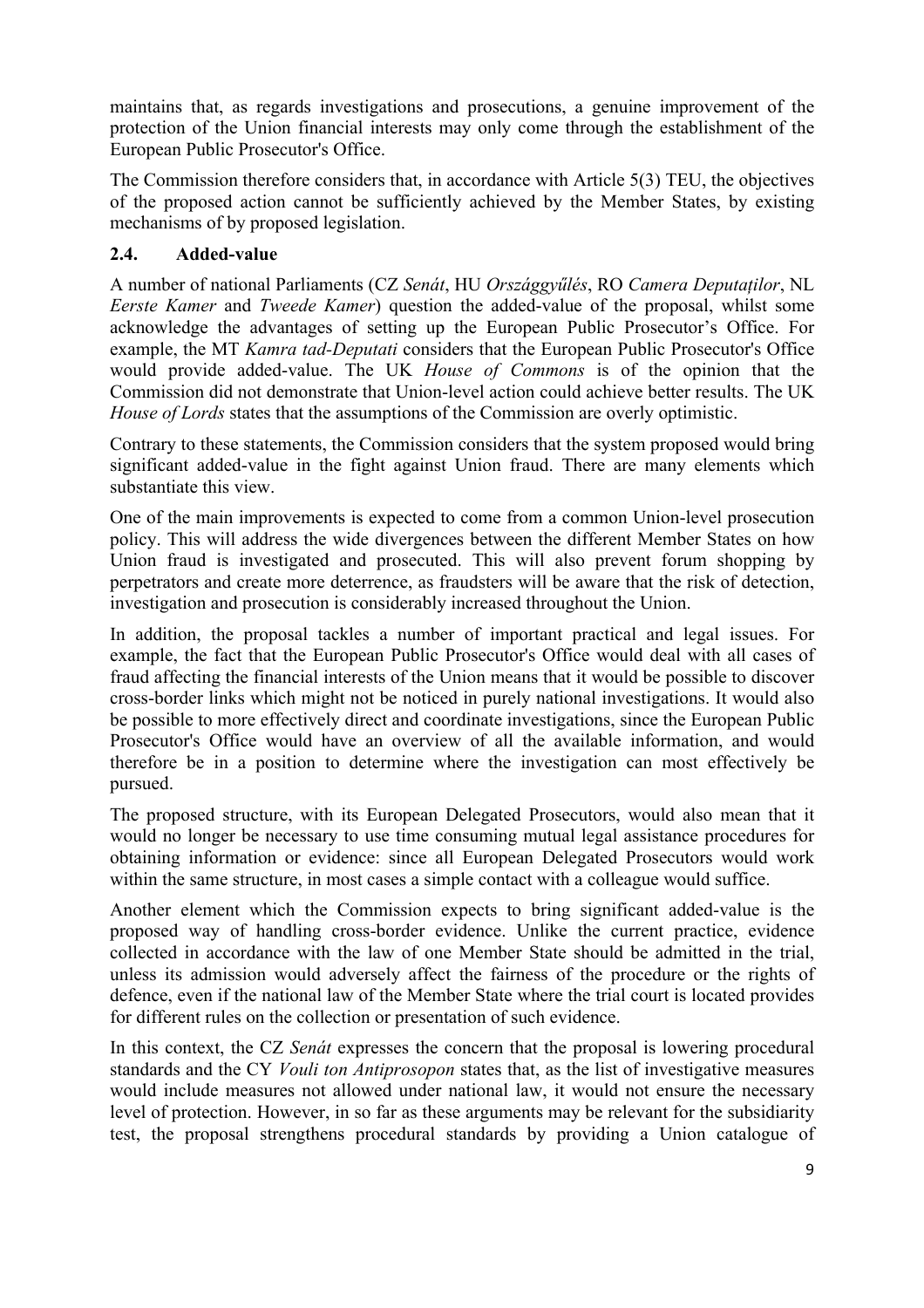maintains that, as regards investigations and prosecutions, a genuine improvement of the protection of the Union financial interests may only come through the establishment of the European Public Prosecutor's Office.

The Commission therefore considers that, in accordance with Article 5(3) TEU, the objectives of the proposed action cannot be sufficiently achieved by the Member States, by existing mechanisms of by proposed legislation.

### 2.4. Added-value

A number of national Parliaments (CZ *Senát*, HU *Országgyűlés*, RO *Camera Deputaților*, NL *Eerste Kamer* and *Tweede Kamer*) question the added-value of the proposal, whilst some acknowledge the advantages of setting up the European Public Prosecutor's Office. For example, the MT *Kamra tad-Deputati* considers that the European Public Prosecutor's Office would provide added-value. The UK *House of Commons* is of the opinion that the Commission did not demonstrate that Union-level action could achieve better results. The UK *House of Lords* states that the assumptions of the Commission are overly optimistic.

Contrary to these statements, the Commission considers that the system proposed would bring significant added-value in the fight against Union fraud. There are many elements which substantiate this view.

One of the main improvements is expected to come from a common Union-level prosecution policy. This will address the wide divergences between the different Member States on how Union fraud is investigated and prosecuted. This will also prevent forum shopping by perpetrators and create more deterrence, as fraudsters will be aware that the risk of detection, investigation and prosecution is considerably increased throughout the Union.

In addition, the proposal tackles a number of important practical and legal issues. For example, the fact that the European Public Prosecutor's Office would deal with all cases of fraud affecting the financial interests of the Union means that it would be possible to discover cross-border links which might not be noticed in purely national investigations. It would also be possible to more effectively direct and coordinate investigations, since the European Public Prosecutor's Office would have an overview of all the available information, and would therefore be in a position to determine where the investigation can most effectively be pursued.

The proposed structure, with its European Delegated Prosecutors, would also mean that it would no longer be necessary to use time consuming mutual legal assistance procedures for obtaining information or evidence: since all European Delegated Prosecutors would work within the same structure, in most cases a simple contact with a colleague would suffice.

Another element which the Commission expects to bring significant added-value is the proposed way of handling cross-border evidence. Unlike the current practice, evidence collected in accordance with the law of one Member State should be admitted in the trial, unless its admission would adversely affect the fairness of the procedure or the rights of defence, even if the national law of the Member State where the trial court is located provides for different rules on the collection or presentation of such evidence.

In this context, the CZ *Senát* expresses the concern that the proposal is lowering procedural standards and the CY *Vouli ton Antiprosopon* states that, as the list of investigative measures would include measures not allowed under national law, it would not ensure the necessary level of protection. However, in so far as these arguments may be relevant for the subsidiarity test, the proposal strengthens procedural standards by providing a Union catalogue of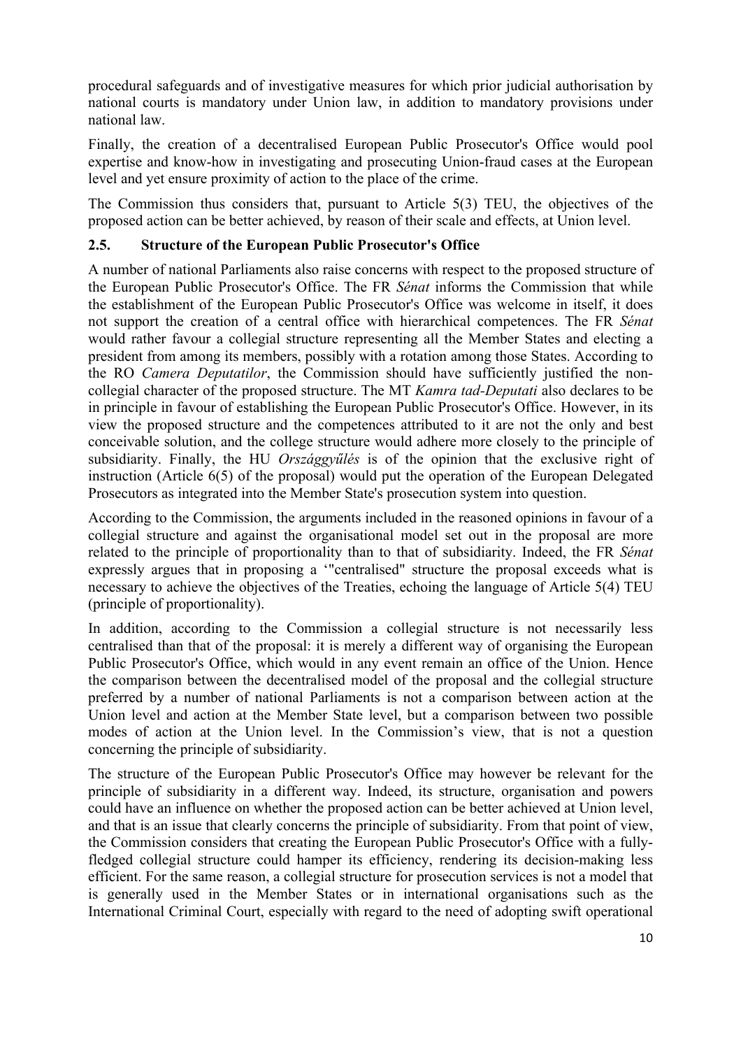procedural safeguards and of investigative measures for which prior judicial authorisation by national courts is mandatory under Union law, in addition to mandatory provisions under national law.

Finally, the creation of a decentralised European Public Prosecutor's Office would pool expertise and know-how in investigating and prosecuting Union-fraud cases at the European level and yet ensure proximity of action to the place of the crime.

The Commission thus considers that, pursuant to Article 5(3) TEU, the objectives of the proposed action can be better achieved, by reason of their scale and effects, at Union level.

### 2.5. Structure of the European Public Prosecutor's Office

A number of national Parliaments also raise concerns with respect to the proposed structure of the European Public Prosecutor's Office. The FR *Sénat* informs the Commission that while the establishment of the European Public Prosecutor's Office was welcome in itself, it does not support the creation of a central office with hierarchical competences. The FR *Sénat* would rather favour a collegial structure representing all the Member States and electing a president from among its members, possibly with a rotation among those States. According to the RO *Camera Deputatilor*, the Commission should have sufficiently justified the non-collegial character of the proposed structure. The MT *Kamra tad-Deputati* also declares to be in principle in favour of establishing the European Public Prosecutor's Office. However, in its view the proposed structure and the competences attributed to it are not the only and best conceivable solution, and the college structure would adhere more closely to the principle of subsidiarity. Finally, the HU *Országgyűlés* is of the opinion that the exclusive right of instruction (Article 6(5) of the proposal) would put the operation of the European Delegated Prosecutors as integrated into the Member State's prosecution system into question.

According to the Commission, the arguments included in the reasoned opinions in favour of a collegial structure and against the organisational model set out in the proposal are more related to the principle of proportionality than to that of subsidiarity. Indeed, the FR *Sénat* expressly argues that in proposing a '"centralised" structure the proposal exceeds what is necessary to achieve the objectives of the Treaties, echoing the language of Article 5(4) TEU (principle of proportionality).

In addition, according to the Commission a collegial structure is not necessarily less centralised than that of the proposal: it is merely a different way of organising the European Public Prosecutor's Office, which would in any event remain an office of the Union. Hence the comparison between the decentralised model of the proposal and the collegial structure preferred by a number of national Parliaments is not a comparison between action at the Union level and action at the Member State level, but a comparison between two possible modes of action at the Union level. In the Commission's view, that is not a question concerning the principle of subsidiarity.

The structure of the European Public Prosecutor's Office may however be relevant for the principle of subsidiarity in a different way. Indeed, its structure, organisation and powers could have an influence on whether the proposed action can be better achieved at Union level, and that is an issue that clearly concerns the principle of subsidiarity. From that point of view, the Commission considers that creating the European Public Prosecutor's Office with a fully-fledged collegial structure could hamper its efficiency, rendering its decision-making less efficient. For the same reason, a collegial structure for prosecution services is not a model that is generally used in the Member States or in international organisations such as the International Criminal Court, especially with regard to the need of adopting swift operational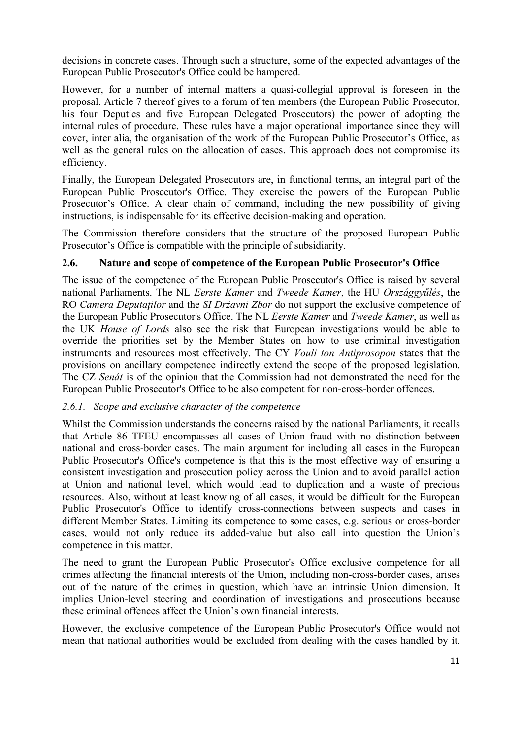decisions in concrete cases. Through such a structure, some of the expected advantages of the European Public Prosecutor's Office could be hampered.

However, for a number of internal matters a quasi-collegial approval is foreseen in the proposal. Article 7 thereof gives to a forum of ten members (the European Public Prosecutor, his four Deputies and five European Delegated Prosecutors) the power of adopting the internal rules of procedure. These rules have a major operational importance since they will cover, inter alia, the organisation of the work of the European Public Prosecutor's Office, as well as the general rules on the allocation of cases. This approach does not compromise its efficiency.

Finally, the European Delegated Prosecutors are, in functional terms, an integral part of the European Public Prosecutor's Office. They exercise the powers of the European Public Prosecutor's Office. A clear chain of command, including the new possibility of giving instructions, is indispensable for its effective decision-making and operation.

The Commission therefore considers that the structure of the proposed European Public Prosecutor's Office is compatible with the principle of subsidiarity.

## 2.6. Nature and scope of competence of the European Public Prosecutor's Office

The issue of the competence of the European Public Prosecutor's Office is raised by several national Parliaments. The NL *Eerste Kamer* and *Tweede Kamer*, the HU *Országgyűlés*, the RO *Camera Deputaţilor* and the *SI Državni Zbor* do not support the exclusive competence of the European Public Prosecutor's Office. The NL *Eerste Kamer* and *Tweede Kamer*, as well as the UK *House of Lords* also see the risk that European investigations would be able to override the priorities set by the Member States on how to use criminal investigation instruments and resources most effectively. The CY *Vouli ton Antiprosopon* states that the provisions on ancillary competence indirectly extend the scope of the proposed legislation. The CZ *Senát* is of the opinion that the Commission had not demonstrated the need for the European Public Prosecutor's Office to be also competent for non-cross-border offences.

### *2.6.1. Scope and exclusive character of the competence*

Whilst the Commission understands the concerns raised by the national Parliaments, it recalls that Article 86 TFEU encompasses all cases of Union fraud with no distinction between national and cross-border cases. The main argument for including all cases in the European Public Prosecutor's Office's competence is that this is the most effective way of ensuring a consistent investigation and prosecution policy across the Union and to avoid parallel action at Union and national level, which would lead to duplication and a waste of precious resources. Also, without at least knowing of all cases, it would be difficult for the European Public Prosecutor's Office to identify cross-connections between suspects and cases in different Member States. Limiting its competence to some cases, e.g. serious or cross-border cases, would not only reduce its added-value but also call into question the Union's competence in this matter.

The need to grant the European Public Prosecutor's Office exclusive competence for all crimes affecting the financial interests of the Union, including non-cross-border cases, arises out of the nature of the crimes in question, which have an intrinsic Union dimension. It implies Union-level steering and coordination of investigations and prosecutions because these criminal offences affect the Union's own financial interests.

However, the exclusive competence of the European Public Prosecutor's Office would not mean that national authorities would be excluded from dealing with the cases handled by it.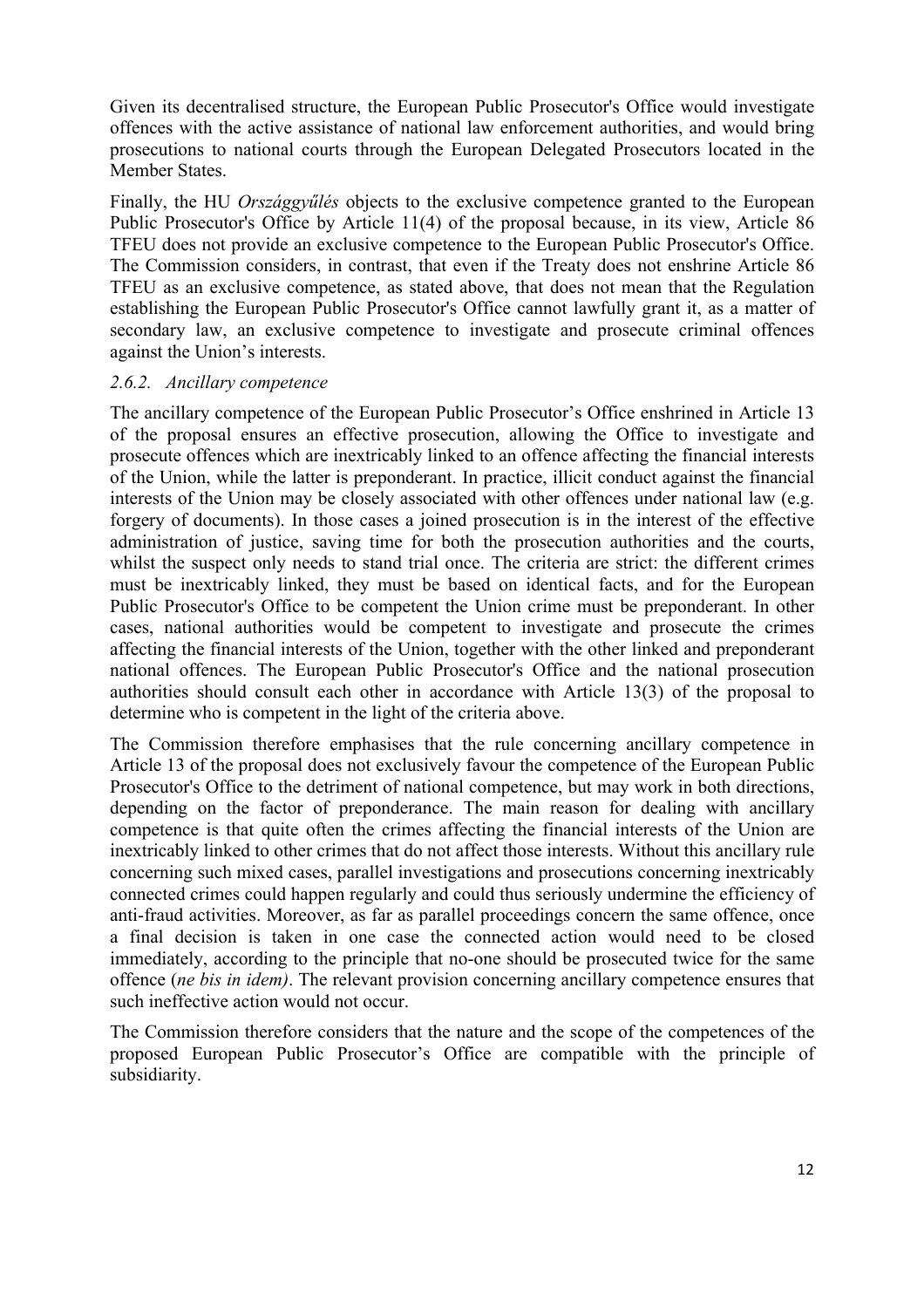Given its decentralised structure, the European Public Prosecutor's Office would investigate offences with the active assistance of national law enforcement authorities, and would bring prosecutions to national courts through the European Delegated Prosecutors located in the Member States.

Finally, the HU *Országgyűlés* objects to the exclusive competence granted to the European Public Prosecutor's Office by Article 11(4) of the proposal because, in its view, Article 86 TFEU does not provide an exclusive competence to the European Public Prosecutor's Office. The Commission considers, in contrast, that even if the Treaty does not enshrine Article 86 TFEU as an exclusive competence, as stated above, that does not mean that the Regulation establishing the European Public Prosecutor's Office cannot lawfully grant it, as a matter of secondary law, an exclusive competence to investigate and prosecute criminal offences against the Union's interests.

### *2.6.2. Ancillary competence*

The ancillary competence of the European Public Prosecutor's Office enshrined in Article 13 of the proposal ensures an effective prosecution, allowing the Office to investigate and prosecute offences which are inextricably linked to an offence affecting the financial interests of the Union, while the latter is preponderant. In practice, illicit conduct against the financial interests of the Union may be closely associated with other offences under national law (e.g. forgery of documents). In those cases a joined prosecution is in the interest of the effective administration of justice, saving time for both the prosecution authorities and the courts, whilst the suspect only needs to stand trial once. The criteria are strict: the different crimes must be inextricably linked, they must be based on identical facts, and for the European Public Prosecutor's Office to be competent the Union crime must be preponderant. In other cases, national authorities would be competent to investigate and prosecute the crimes affecting the financial interests of the Union, together with the other linked and preponderant national offences. The European Public Prosecutor's Office and the national prosecution authorities should consult each other in accordance with Article 13(3) of the proposal to determine who is competent in the light of the criteria above.

The Commission therefore emphasises that the rule concerning ancillary competence in Article 13 of the proposal does not exclusively favour the competence of the European Public Prosecutor's Office to the detriment of national competence, but may work in both directions, depending on the factor of preponderance. The main reason for dealing with ancillary competence is that quite often the crimes affecting the financial interests of the Union are inextricably linked to other crimes that do not affect those interests. Without this ancillary rule concerning such mixed cases, parallel investigations and prosecutions concerning inextricably connected crimes could happen regularly and could thus seriously undermine the efficiency of anti-fraud activities. Moreover, as far as parallel proceedings concern the same offence, once a final decision is taken in one case the connected action would need to be closed immediately, according to the principle that no-one should be prosecuted twice for the same offence (*ne bis in idem)*. The relevant provision concerning ancillary competence ensures that such ineffective action would not occur.

The Commission therefore considers that the nature and the scope of the competences of the proposed European Public Prosecutor's Office are compatible with the principle of subsidiarity.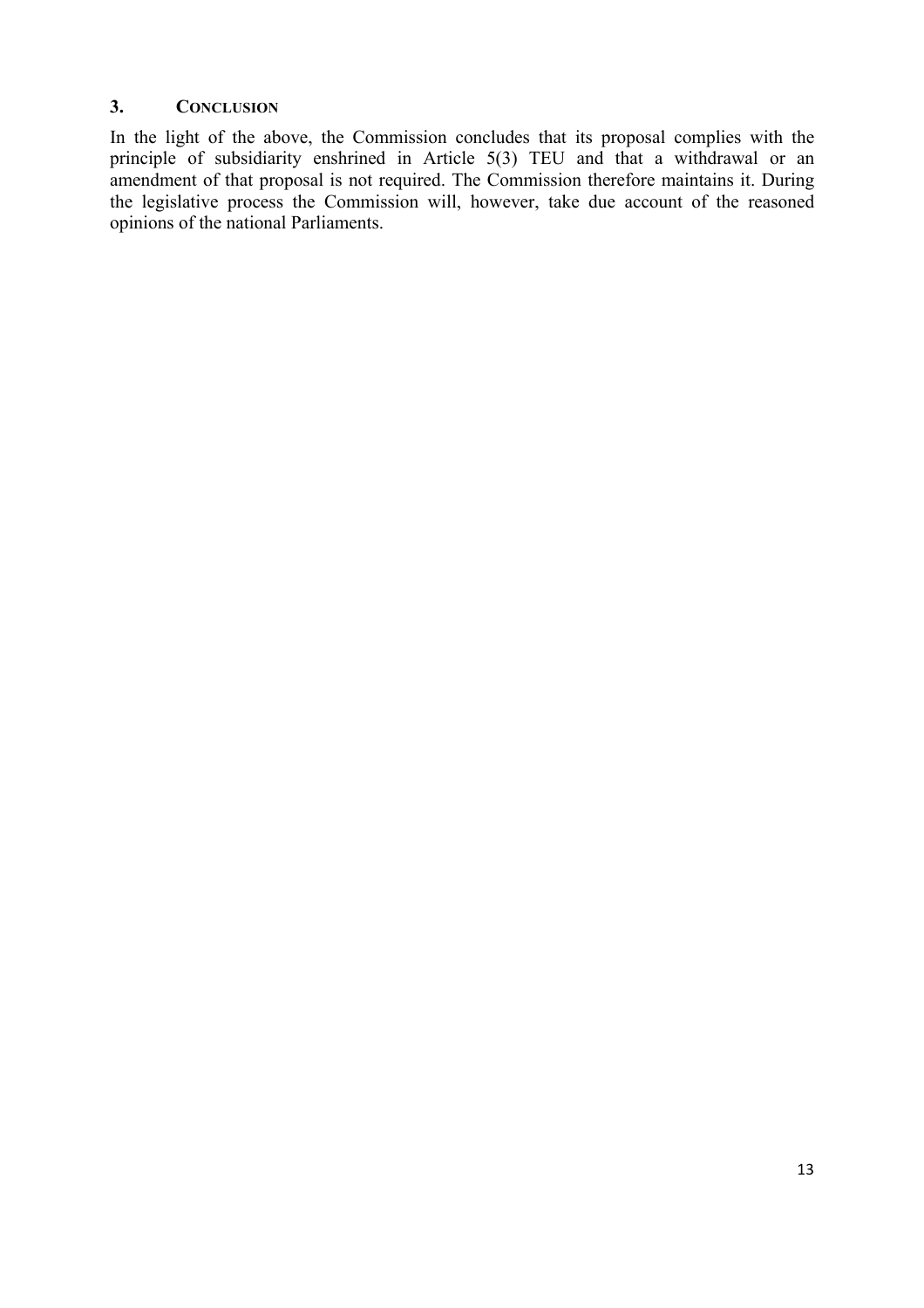## 3. CONCLUSION

In the light of the above, the Commission concludes that its proposal complies with the principle of subsidiarity enshrined in Article 5(3) TEU and that a withdrawal or an amendment of that proposal is not required. The Commission therefore maintains it. During the legislative process the Commission will, however, take due account of the reasoned opinions of the national Parliaments.